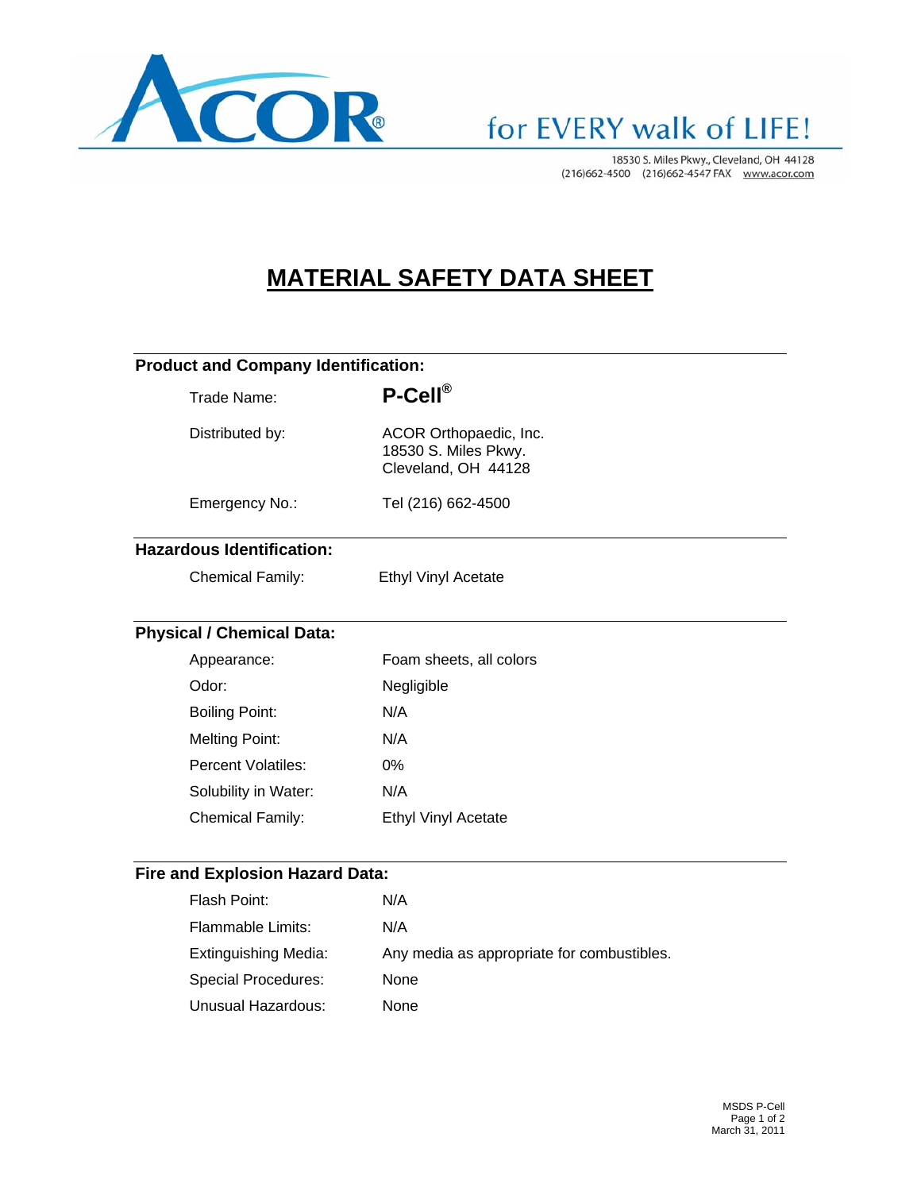ACOR®

for EVERY walk of LIFE!

18530 S. Miles Pkwy., Cleveland, OH 44128
(216)662-4500 (216)662-4547 FAX www.acor.com

# MATERIAL SAFETY DATA SHEET

## Product and Company Identification:

| | |
|---|---|
| Trade Name: | **P-Cell®** |
| Distributed by: | ACOR Orthopaedic, Inc.<br>18530 S. Miles Pkwy.<br>Cleveland, OH 44128 |
| Emergency No.: | Tel (216) 662-4500 |

## Hazardous Identification:

| | |
|---|---|
| Chemical Family: | Ethyl Vinyl Acetate |

## Physical / Chemical Data:

| | |
|---|---|
| Appearance: | Foam sheets, all colors |
| Odor: | Negligible |
| Boiling Point: | N/A |
| Melting Point: | N/A |
| Percent Volatiles: | 0% |
| Solubility in Water: | N/A |
| Chemical Family: | Ethyl Vinyl Acetate |

## Fire and Explosion Hazard Data:

| | |
|---|---|
| Flash Point: | N/A |
| Flammable Limits: | N/A |
| Extinguishing Media: | Any media as appropriate for combustibles. |
| Special Procedures: | None |
| Unusual Hazardous: | None |

MSDS P-Cell
March 31, 2011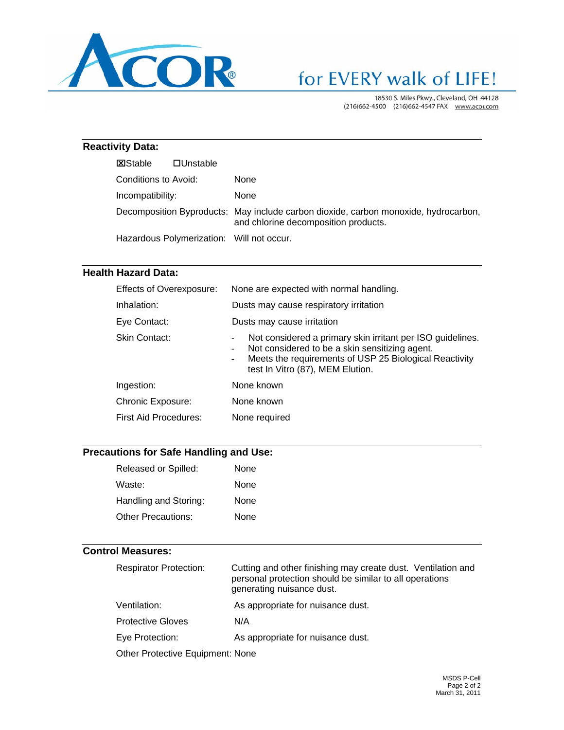## Reactivity Data:

☒Stable ☐Unstable

| | |
|---|---|
| Conditions to Avoid: | None |
| Incompatibility: | None |
| Decomposition Byproducts: | May include carbon dioxide, carbon monoxide, hydrocarbon, and chlorine decomposition products. |
| Hazardous Polymerization: | Will not occur. |

## Health Hazard Data:

| | |
|---|---|
| Effects of Overexposure: | None are expected with normal handling. |
| Inhalation: | Dusts may cause respiratory irritation |
| Eye Contact: | Dusts may cause irritation |
| Skin Contact: | - Not considered a primary skin irritant per ISO guidelines.<br>- Not considered to be a skin sensitizing agent.<br>- Meets the requirements of USP 25 Biological Reactivity test In Vitro (87), MEM Elution. |
| Ingestion: | None known |
| Chronic Exposure: | None known |
| First Aid Procedures: | None required |

## Precautions for Safe Handling and Use:

| | |
|---|---|
| Released or Spilled: | None |
| Waste: | None |
| Handling and Storing: | None |
| Other Precautions: | None |

## Control Measures:

| | |
|---|---|
| Respirator Protection: | Cutting and other finishing may create dust. Ventilation and personal protection should be similar to all operations generating nuisance dust. |
| Ventilation: | As appropriate for nuisance dust. |
| Protective Gloves | N/A |
| Eye Protection: | As appropriate for nuisance dust. |
| Other Protective Equipment: | None |

MSDS P-Cell
March 31, 2011